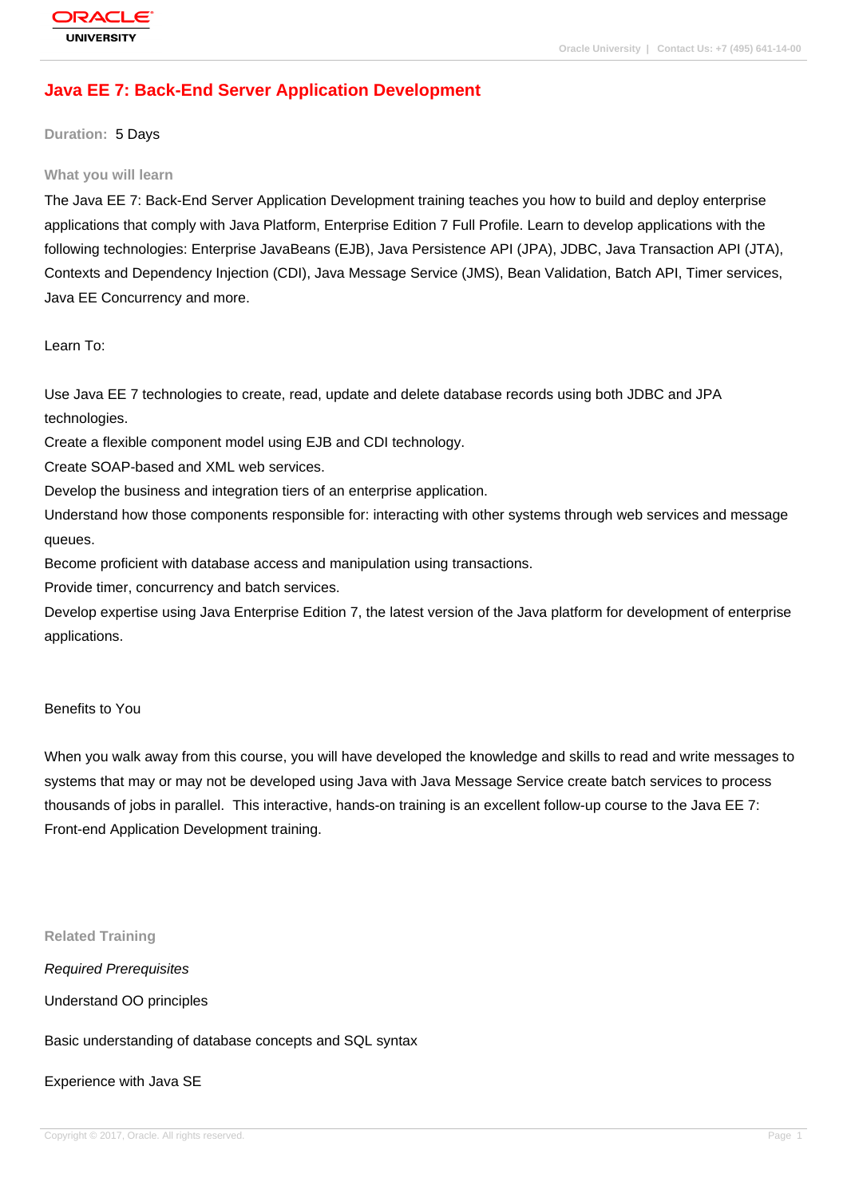# Java EE 7: Back-End Server Application Development

**Duration:** 5 Days

## What you will learn

The Java EE 7: Back-End Server Application Development training teaches you how to build and deploy enterprise applications that comply with Java Platform, Enterprise Edition 7 Full Profile. Learn to develop applications with the following technologies: Enterprise JavaBeans (EJB), Java Persistence API (JPA), JDBC, Java Transaction API (JTA), Contexts and Dependency Injection (CDI), Java Message Service (JMS), Bean Validation, Batch API, Timer services, Java EE Concurrency and more.

Learn To:

Use Java EE 7 technologies to create, read, update and delete database records using both JDBC and JPA technologies.
Create a flexible component model using EJB and CDI technology.
Create SOAP-based and XML web services.
Develop the business and integration tiers of an enterprise application.
Understand how those components responsible for: interacting with other systems through web services and message queues.
Become proficient with database access and manipulation using transactions.
Provide timer, concurrency and batch services.
Develop expertise using Java Enterprise Edition 7, the latest version of the Java platform for development of enterprise applications.

Benefits to You

When you walk away from this course, you will have developed the knowledge and skills to read and write messages to systems that may or may not be developed using Java with Java Message Service create batch services to process thousands of jobs in parallel. This interactive, hands-on training is an excellent follow-up course to the Java EE 7: Front-end Application Development training.

## Related Training

*Required Prerequisites*

Understand OO principles

Basic understanding of database concepts and SQL syntax

Experience with Java SE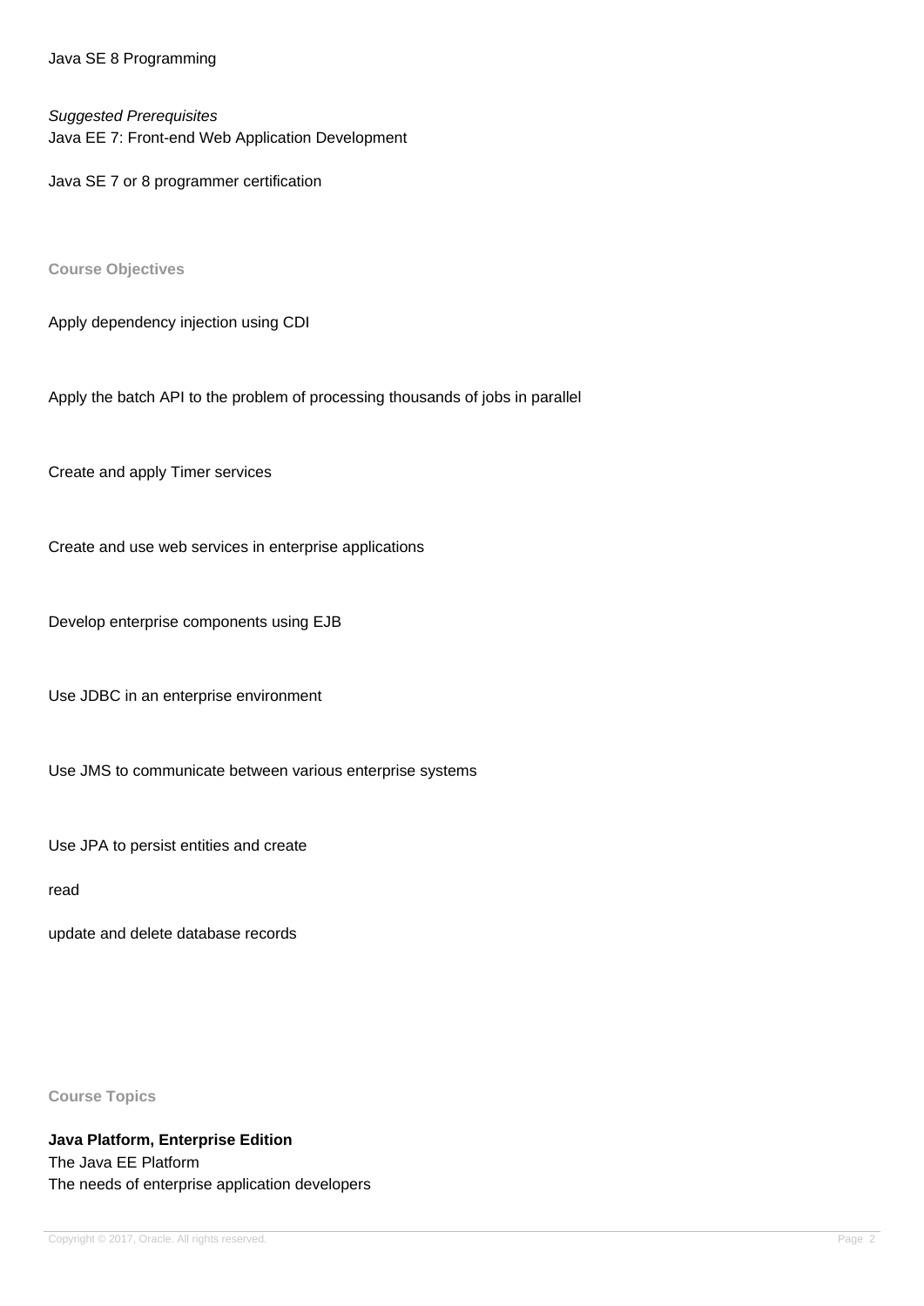Java SE 8 Programming

*Suggested Prerequisites*
Java EE 7: Front-end Web Application Development

Java SE 7 or 8 programmer certification

**Course Objectives**

Apply dependency injection using CDI

Apply the batch API to the problem of processing thousands of jobs in parallel

Create and apply Timer services

Create and use web services in enterprise applications

Develop enterprise components using EJB

Use JDBC in an enterprise environment

Use JMS to communicate between various enterprise systems

Use JPA to persist entities and create

read

update and delete database records

**Course Topics**

**Java Platform, Enterprise Edition**
The Java EE Platform
The needs of enterprise application developers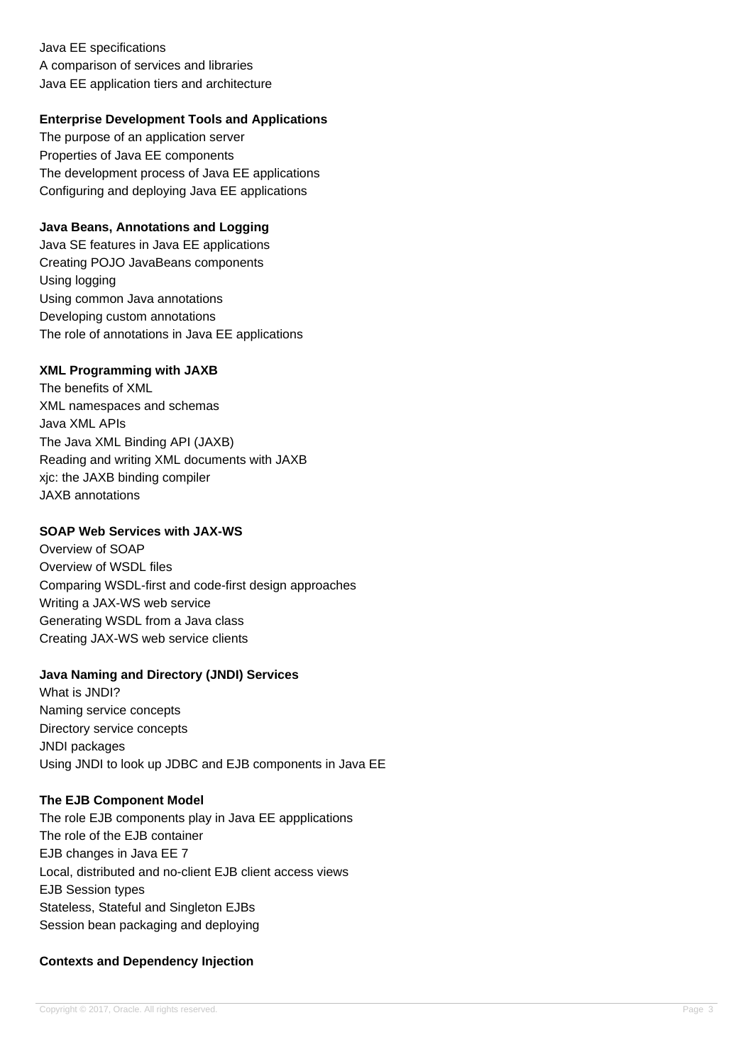Java EE specifications
A comparison of services and libraries
Java EE application tiers and architecture

**Enterprise Development Tools and Applications**

The purpose of an application server
Properties of Java EE components
The development process of Java EE applications
Configuring and deploying Java EE applications

**Java Beans, Annotations and Logging**

Java SE features in Java EE applications
Creating POJO JavaBeans components
Using logging
Using common Java annotations
Developing custom annotations
The role of annotations in Java EE applications

**XML Programming with JAXB**

The benefits of XML
XML namespaces and schemas
Java XML APIs
The Java XML Binding API (JAXB)
Reading and writing XML documents with JAXB
xjc: the JAXB binding compiler
JAXB annotations

**SOAP Web Services with JAX-WS**

Overview of SOAP
Overview of WSDL files
Comparing WSDL-first and code-first design approaches
Writing a JAX-WS web service
Generating WSDL from a Java class
Creating JAX-WS web service clients

**Java Naming and Directory (JNDI) Services**

What is JNDI?
Naming service concepts
Directory service concepts
JNDI packages
Using JNDI to look up JDBC and EJB components in Java EE

**The EJB Component Model**

The role EJB components play in Java EE appplications
The role of the EJB container
EJB changes in Java EE 7
Local, distributed and no-client EJB client access views
EJB Session types
Stateless, Stateful and Singleton EJBs
Session bean packaging and deploying

**Contexts and Dependency Injection**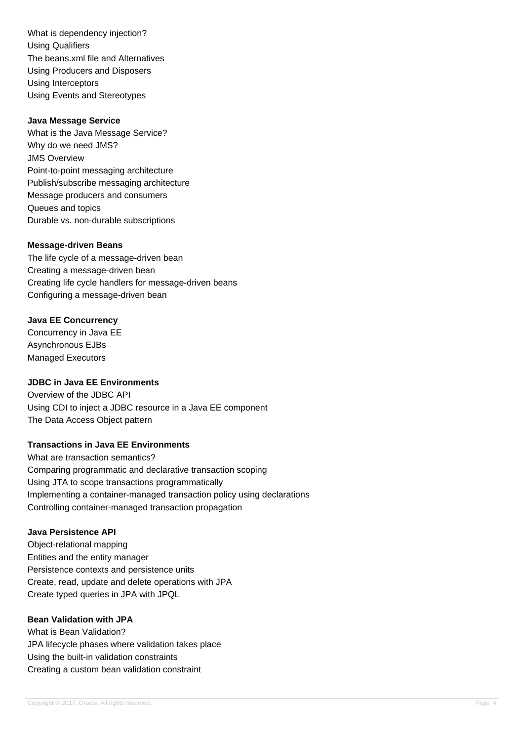What is dependency injection?
Using Qualifiers
The beans.xml file and Alternatives
Using Producers and Disposers
Using Interceptors
Using Events and Stereotypes

**Java Message Service**

What is the Java Message Service?
Why do we need JMS?
JMS Overview
Point-to-point messaging architecture
Publish/subscribe messaging architecture
Message producers and consumers
Queues and topics
Durable vs. non-durable subscriptions

**Message-driven Beans**

The life cycle of a message-driven bean
Creating a message-driven bean
Creating life cycle handlers for message-driven beans
Configuring a message-driven bean

**Java EE Concurrency**

Concurrency in Java EE
Asynchronous EJBs
Managed Executors

**JDBC in Java EE Environments**

Overview of the JDBC API
Using CDI to inject a JDBC resource in a Java EE component
The Data Access Object pattern

**Transactions in Java EE Environments**

What are transaction semantics?
Comparing programmatic and declarative transaction scoping
Using JTA to scope transactions programmatically
Implementing a container-managed transaction policy using declarations
Controlling container-managed transaction propagation

**Java Persistence API**

Object-relational mapping
Entities and the entity manager
Persistence contexts and persistence units
Create, read, update and delete operations with JPA
Create typed queries in JPA with JPQL

**Bean Validation with JPA**

What is Bean Validation?
JPA lifecycle phases where validation takes place
Using the built-in validation constraints
Creating a custom bean validation constraint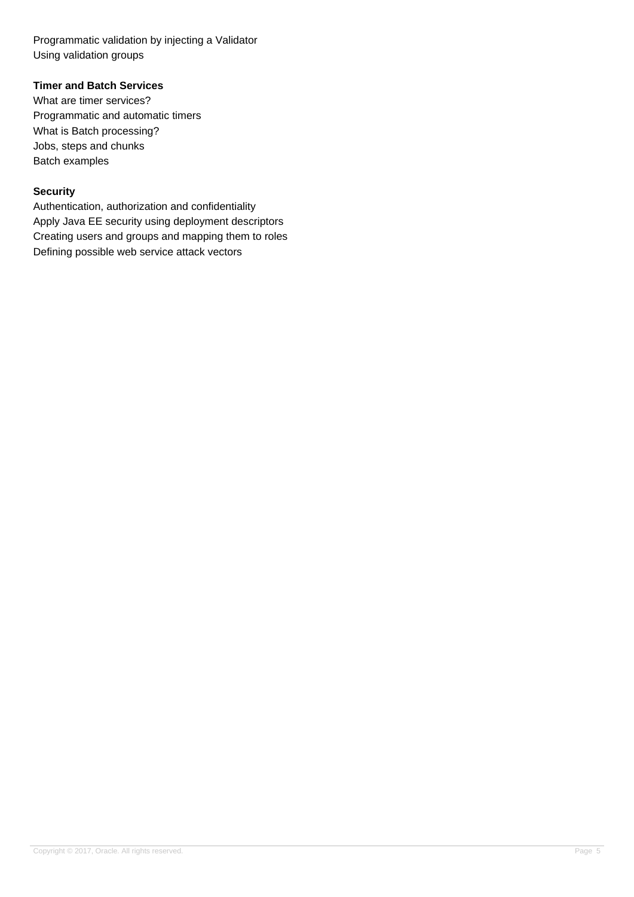Programmatic validation by injecting a Validator
Using validation groups

**Timer and Batch Services**

What are timer services?
Programmatic and automatic timers
What is Batch processing?
Jobs, steps and chunks
Batch examples

**Security**

Authentication, authorization and confidentiality
Apply Java EE security using deployment descriptors
Creating users and groups and mapping them to roles
Defining possible web service attack vectors